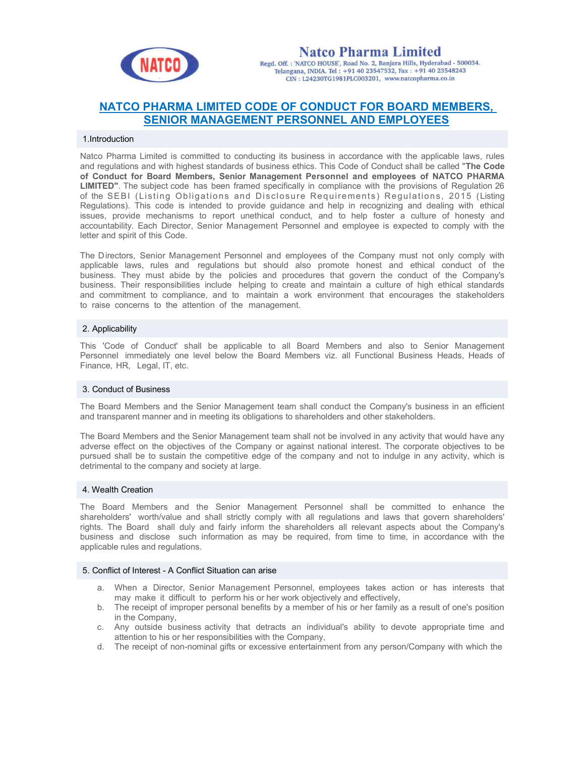# Natco Pharma Limited

Regd. Off. : 'NATCO HOUSE', Road No. 2, Banjara Hills, Hyderabad - 500034. Telangana, INDIA. Tel : +91 40 23547532, Fax : +91 40 23548243 CIN : L24230TG1981PLC003201, www.natcopharma.co.in

## NATCO PHARMA LIMITED CODE OF CONDUCT FOR BOARD MEMBERS, SENIOR MANAGEMENT PERSONNEL AND EMPLOYEES

### 1.Introduction

Natco Pharma Limited is committed to conducting its business in accordance with the applicable laws, rules and regulations and with highest standards of business ethics. This Code of Conduct shall be called "**The Code of Conduct for Board Members, Senior Management Personnel and employees of NATCO PHARMA LIMITED"**. The subject code has been framed specifically in compliance with the provisions of Regulation 26 of the SEBI (Listing Obligations and Disclosure Requirements) Regulations, 2015 (Listing Regulations). This code is intended to provide guidance and help in recognizing and dealing with ethical issues, provide mechanisms to report unethical conduct, and to help foster a culture of honesty and accountability. Each Director, Senior Management Personnel and employee is expected to comply with the letter and spirit of this Code.

The Directors, Senior Management Personnel and employees of the Company must not only comply with applicable laws, rules and regulations but should also promote honest and ethical conduct of the business. They must abide by the policies and procedures that govern the conduct of the Company's business. Their responsibilities include helping to create and maintain a culture of high ethical standards and commitment to compliance, and to maintain a work environment that encourages the stakeholders to raise concerns to the attention of the management.

### 2. Applicability

This 'Code of Conduct' shall be applicable to all Board Members and also to Senior Management Personnel immediately one level below the Board Members viz. all Functional Business Heads, Heads of Finance, HR, Legal, IT, etc.

### 3. Conduct of Business

The Board Members and the Senior Management team shall conduct the Company's business in an efficient and transparent manner and in meeting its obligations to shareholders and other stakeholders.

The Board Members and the Senior Management team shall not be involved in any activity that would have any adverse effect on the objectives of the Company or against national interest. The corporate objectives to be pursued shall be to sustain the competitive edge of the company and not to indulge in any activity, which is detrimental to the company and society at large.

### 4. Wealth Creation

The Board Members and the Senior Management Personnel shall be committed to enhance the shareholders' worth/value and shall strictly comply with all regulations and laws that govern shareholders' rights. The Board shall duly and fairly inform the shareholders all relevant aspects about the Company's business and disclose such information as may be required, from time to time, in accordance with the applicable rules and regulations.

### 5. Conflict of Interest - A Conflict Situation can arise

a. When a Director, Senior Management Personnel, employees takes action or has interests that may make it difficult to perform his or her work objectively and effectively,
b. The receipt of improper personal benefits by a member of his or her family as a result of one's position in the Company,
c. Any outside business activity that detracts an individual's ability to devote appropriate time and attention to his or her responsibilities with the Company,
d. The receipt of non-nominal gifts or excessive entertainment from any person/Company with which the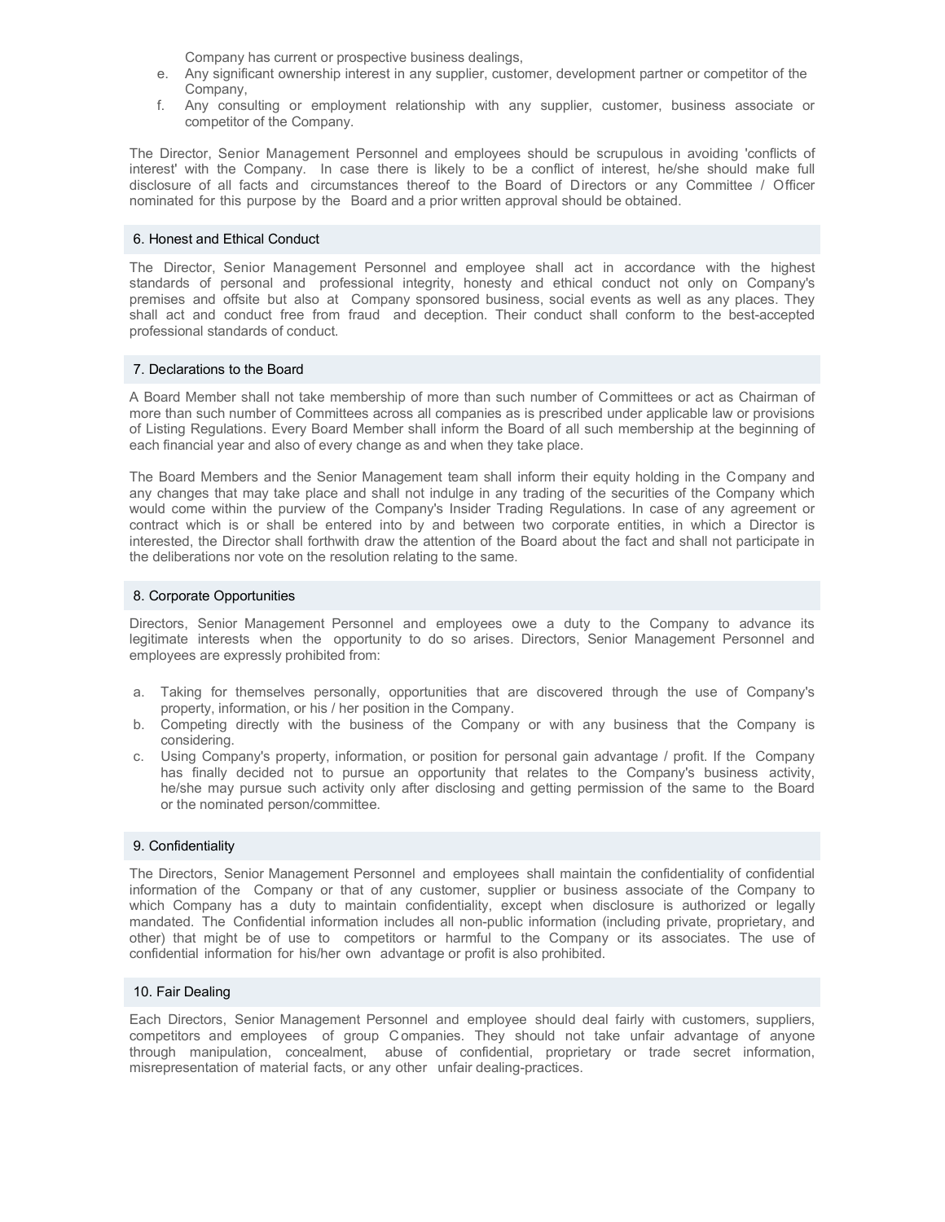Company has current or prospective business dealings,

e. Any significant ownership interest in any supplier, customer, development partner or competitor of the Company,
f. Any consulting or employment relationship with any supplier, customer, business associate or competitor of the Company.

The Director, Senior Management Personnel and employees should be scrupulous in avoiding 'conflicts of interest' with the Company. In case there is likely to be a conflict of interest, he/she should make full disclosure of all facts and circumstances thereof to the Board of Directors or any Committee / Officer nominated for this purpose by the Board and a prior written approval should be obtained.

## 6. Honest and Ethical Conduct

The Director, Senior Management Personnel and employee shall act in accordance with the highest standards of personal and professional integrity, honesty and ethical conduct not only on Company's premises and offsite but also at Company sponsored business, social events as well as any places. They shall act and conduct free from fraud and deception. Their conduct shall conform to the best-accepted professional standards of conduct.

## 7. Declarations to the Board

A Board Member shall not take membership of more than such number of Committees or act as Chairman of more than such number of Committees across all companies as is prescribed under applicable law or provisions of Listing Regulations. Every Board Member shall inform the Board of all such membership at the beginning of each financial year and also of every change as and when they take place.

The Board Members and the Senior Management team shall inform their equity holding in the Company and any changes that may take place and shall not indulge in any trading of the securities of the Company which would come within the purview of the Company's Insider Trading Regulations. In case of any agreement or contract which is or shall be entered into by and between two corporate entities, in which a Director is interested, the Director shall forthwith draw the attention of the Board about the fact and shall not participate in the deliberations nor vote on the resolution relating to the same.

## 8. Corporate Opportunities

Directors, Senior Management Personnel and employees owe a duty to the Company to advance its legitimate interests when the opportunity to do so arises. Directors, Senior Management Personnel and employees are expressly prohibited from:

a. Taking for themselves personally, opportunities that are discovered through the use of Company's property, information, or his / her position in the Company.
b. Competing directly with the business of the Company or with any business that the Company is considering.
c. Using Company's property, information, or position for personal gain advantage / profit. If the Company has finally decided not to pursue an opportunity that relates to the Company's business activity, he/she may pursue such activity only after disclosing and getting permission of the same to the Board or the nominated person/committee.

## 9. Confidentiality

The Directors, Senior Management Personnel and employees shall maintain the confidentiality of confidential information of the Company or that of any customer, supplier or business associate of the Company to which Company has a duty to maintain confidentiality, except when disclosure is authorized or legally mandated. The Confidential information includes all non-public information (including private, proprietary, and other) that might be of use to competitors or harmful to the Company or its associates. The use of confidential information for his/her own advantage or profit is also prohibited.

## 10. Fair Dealing

Each Directors, Senior Management Personnel and employee should deal fairly with customers, suppliers, competitors and employees of group Companies. They should not take unfair advantage of anyone through manipulation, concealment, abuse of confidential, proprietary or trade secret information, misrepresentation of material facts, or any other unfair dealing-practices.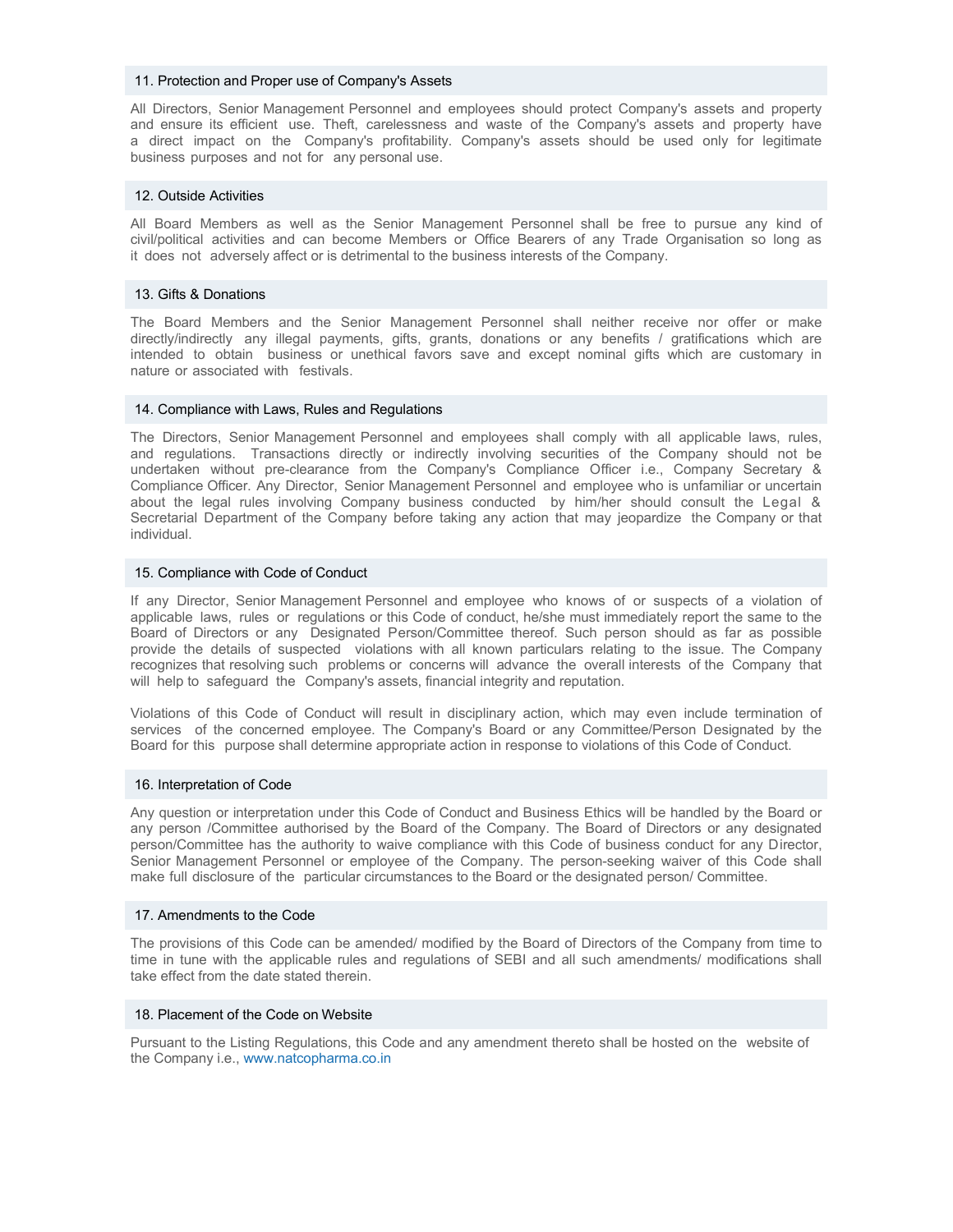## 11. Protection and Proper use of Company's Assets

All Directors, Senior Management Personnel and employees should protect Company's assets and property and ensure its efficient use. Theft, carelessness and waste of the Company's assets and property have a direct impact on the Company's profitability. Company's assets should be used only for legitimate business purposes and not for any personal use.

## 12. Outside Activities

All Board Members as well as the Senior Management Personnel shall be free to pursue any kind of civil/political activities and can become Members or Office Bearers of any Trade Organisation so long as it does not adversely affect or is detrimental to the business interests of the Company.

## 13. Gifts & Donations

The Board Members and the Senior Management Personnel shall neither receive nor offer or make directly/indirectly any illegal payments, gifts, grants, donations or any benefits / gratifications which are intended to obtain business or unethical favors save and except nominal gifts which are customary in nature or associated with festivals.

## 14. Compliance with Laws, Rules and Regulations

The Directors, Senior Management Personnel and employees shall comply with all applicable laws, rules, and regulations. Transactions directly or indirectly involving securities of the Company should not be undertaken without pre-clearance from the Company's Compliance Officer i.e., Company Secretary & Compliance Officer. Any Director, Senior Management Personnel and employee who is unfamiliar or uncertain about the legal rules involving Company business conducted by him/her should consult the Legal & Secretarial Department of the Company before taking any action that may jeopardize the Company or that individual.

## 15. Compliance with Code of Conduct

If any Director, Senior Management Personnel and employee who knows of or suspects of a violation of applicable laws, rules or regulations or this Code of conduct, he/she must immediately report the same to the Board of Directors or any Designated Person/Committee thereof. Such person should as far as possible provide the details of suspected violations with all known particulars relating to the issue. The Company recognizes that resolving such problems or concerns will advance the overall interests of the Company that will help to safeguard the Company's assets, financial integrity and reputation.

Violations of this Code of Conduct will result in disciplinary action, which may even include termination of services of the concerned employee. The Company's Board or any Committee/Person Designated by the Board for this purpose shall determine appropriate action in response to violations of this Code of Conduct.

## 16. Interpretation of Code

Any question or interpretation under this Code of Conduct and Business Ethics will be handled by the Board or any person /Committee authorised by the Board of the Company. The Board of Directors or any designated person/Committee has the authority to waive compliance with this Code of business conduct for any Director, Senior Management Personnel or employee of the Company. The person-seeking waiver of this Code shall make full disclosure of the particular circumstances to the Board or the designated person/ Committee.

## 17. Amendments to the Code

The provisions of this Code can be amended/ modified by the Board of Directors of the Company from time to time in tune with the applicable rules and regulations of SEBI and all such amendments/ modifications shall take effect from the date stated therein.

## 18. Placement of the Code on Website

Pursuant to the Listing Regulations, this Code and any amendment thereto shall be hosted on the website of the Company i.e., www.natcopharma.co.in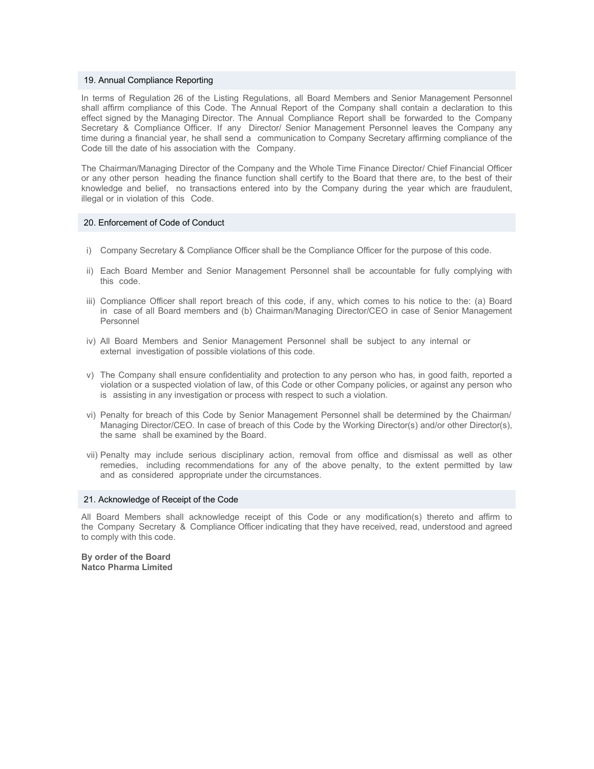## 19. Annual Compliance Reporting

In terms of Regulation 26 of the Listing Regulations, all Board Members and Senior Management Personnel shall affirm compliance of this Code. The Annual Report of the Company shall contain a declaration to this effect signed by the Managing Director. The Annual Compliance Report shall be forwarded to the Company Secretary & Compliance Officer. If any Director/ Senior Management Personnel leaves the Company any time during a financial year, he shall send a communication to Company Secretary affirming compliance of the Code till the date of his association with the Company.

The Chairman/Managing Director of the Company and the Whole Time Finance Director/ Chief Financial Officer or any other person heading the finance function shall certify to the Board that there are, to the best of their knowledge and belief, no transactions entered into by the Company during the year which are fraudulent, illegal or in violation of this Code.

## 20. Enforcement of Code of Conduct

i) Company Secretary & Compliance Officer shall be the Compliance Officer for the purpose of this code.

ii) Each Board Member and Senior Management Personnel shall be accountable for fully complying with this code.

iii) Compliance Officer shall report breach of this code, if any, which comes to his notice to the: (a) Board in case of all Board members and (b) Chairman/Managing Director/CEO in case of Senior Management Personnel

iv) All Board Members and Senior Management Personnel shall be subject to any internal or external investigation of possible violations of this code.

v) The Company shall ensure confidentiality and protection to any person who has, in good faith, reported a violation or a suspected violation of law, of this Code or other Company policies, or against any person who is assisting in any investigation or process with respect to such a violation.

vi) Penalty for breach of this Code by Senior Management Personnel shall be determined by the Chairman/ Managing Director/CEO. In case of breach of this Code by the Working Director(s) and/or other Director(s), the same shall be examined by the Board.

vii) Penalty may include serious disciplinary action, removal from office and dismissal as well as other remedies, including recommendations for any of the above penalty, to the extent permitted by law and as considered appropriate under the circumstances.

## 21. Acknowledge of Receipt of the Code

All Board Members shall acknowledge receipt of this Code or any modification(s) thereto and affirm to the Company Secretary & Compliance Officer indicating that they have received, read, understood and agreed to comply with this code.

**By order of the Board**
**Natco Pharma Limited**